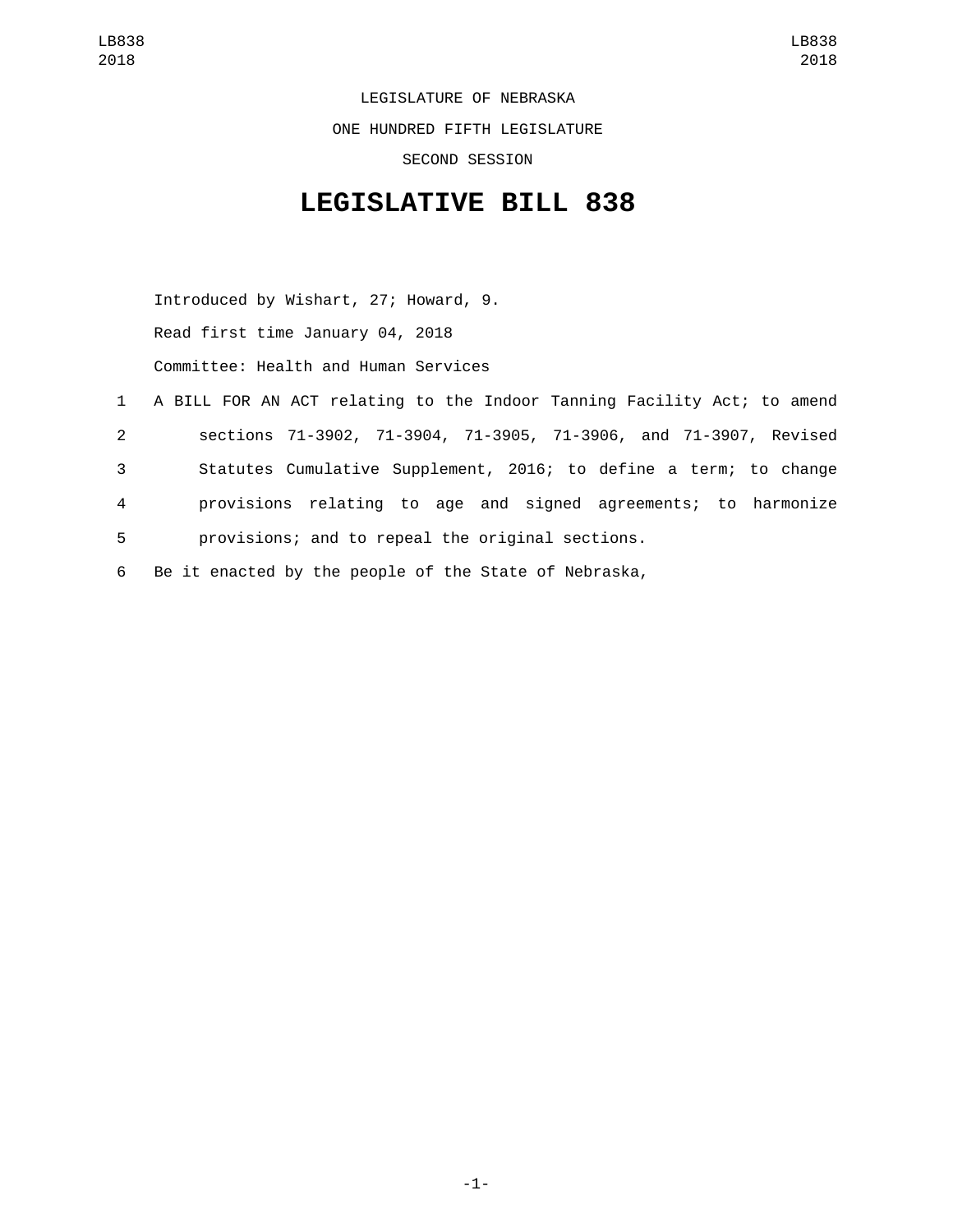LEGISLATURE OF NEBRASKA

ONE HUNDRED FIFTH LEGISLATURE

SECOND SESSION

# LEGISLATIVE BILL 838

Introduced by Wishart, 27; Howard, 9.

Read first time January 04, 2018

Committee: Health and Human Services

1 A BILL FOR AN ACT relating to the Indoor Tanning Facility Act; to amend
2 sections 71-3902, 71-3904, 71-3905, 71-3906, and 71-3907, Revised
3 Statutes Cumulative Supplement, 2016; to define a term; to change
4 provisions relating to age and signed agreements; to harmonize
5 provisions; and to repeal the original sections.
6 Be it enacted by the people of the State of Nebraska,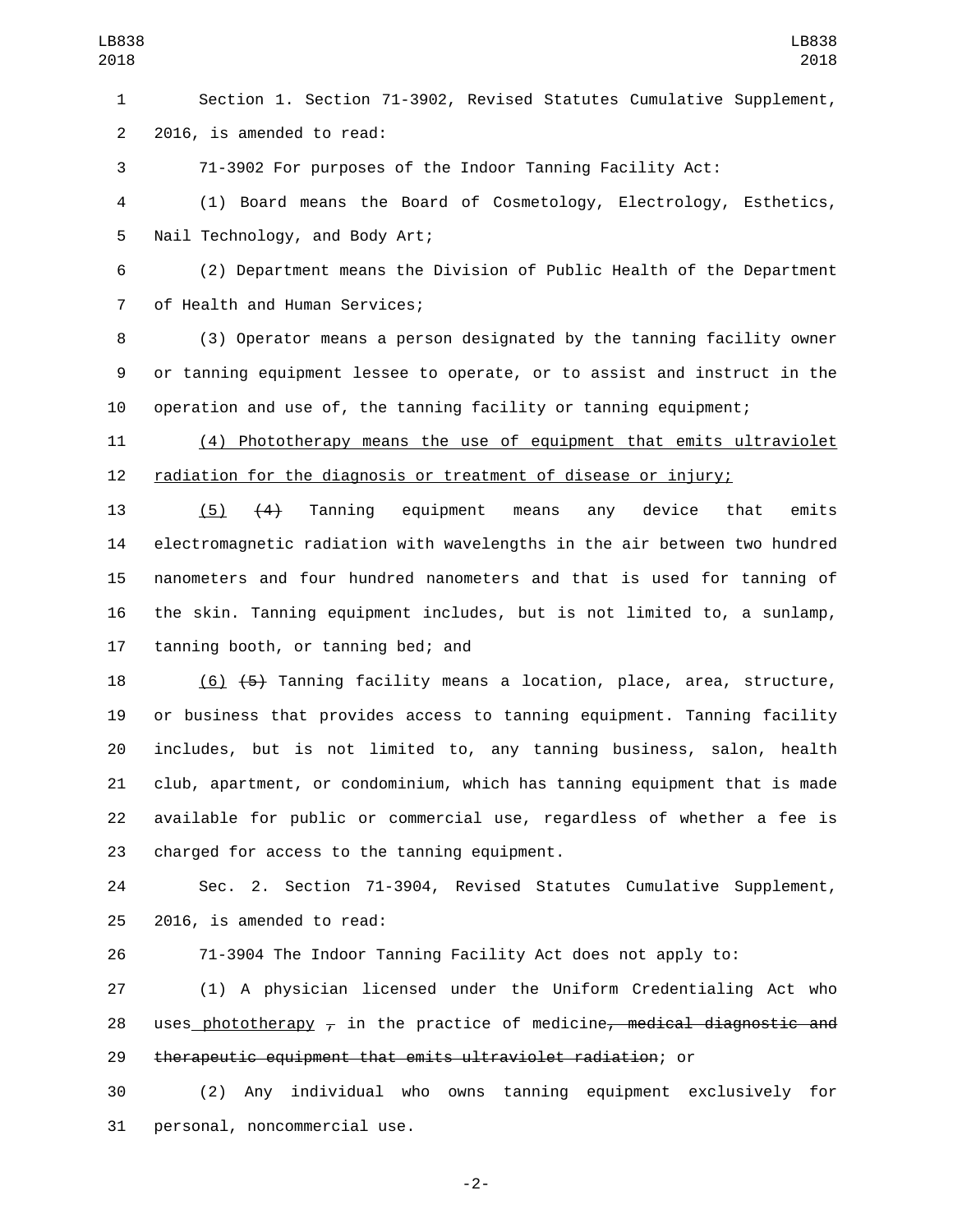Section 1. Section 71-3902, Revised Statutes Cumulative Supplement, 2016, is amended to read:

71-3902 For purposes of the Indoor Tanning Facility Act:

(1) Board means the Board of Cosmetology, Electrology, Esthetics, Nail Technology, and Body Art;

(2) Department means the Division of Public Health of the Department of Health and Human Services;

(3) Operator means a person designated by the tanning facility owner or tanning equipment lessee to operate, or to assist and instruct in the operation and use of, the tanning facility or tanning equipment;

<u>(4) Phototherapy means the use of equipment that emits ultraviolet radiation for the diagnosis or treatment of disease or injury;</u>

<u>(5)</u> ~~(4)~~ Tanning equipment means any device that emits electromagnetic radiation with wavelengths in the air between two hundred nanometers and four hundred nanometers and that is used for tanning of the skin. Tanning equipment includes, but is not limited to, a sunlamp, tanning booth, or tanning bed; and

<u>(6)</u> ~~(5)~~ Tanning facility means a location, place, area, structure, or business that provides access to tanning equipment. Tanning facility includes, but is not limited to, any tanning business, salon, health club, apartment, or condominium, which has tanning equipment that is made available for public or commercial use, regardless of whether a fee is charged for access to the tanning equipment.

Sec. 2. Section 71-3904, Revised Statutes Cumulative Supplement, 2016, is amended to read:

71-3904 The Indoor Tanning Facility Act does not apply to:

(1) A physician licensed under the Uniform Credentialing Act who uses<u> phototherapy </u> ~~,~~ in the practice of medicine~~, medical diagnostic and therapeutic equipment that emits ultraviolet radiation~~; or

(2) Any individual who owns tanning equipment exclusively for personal, noncommercial use.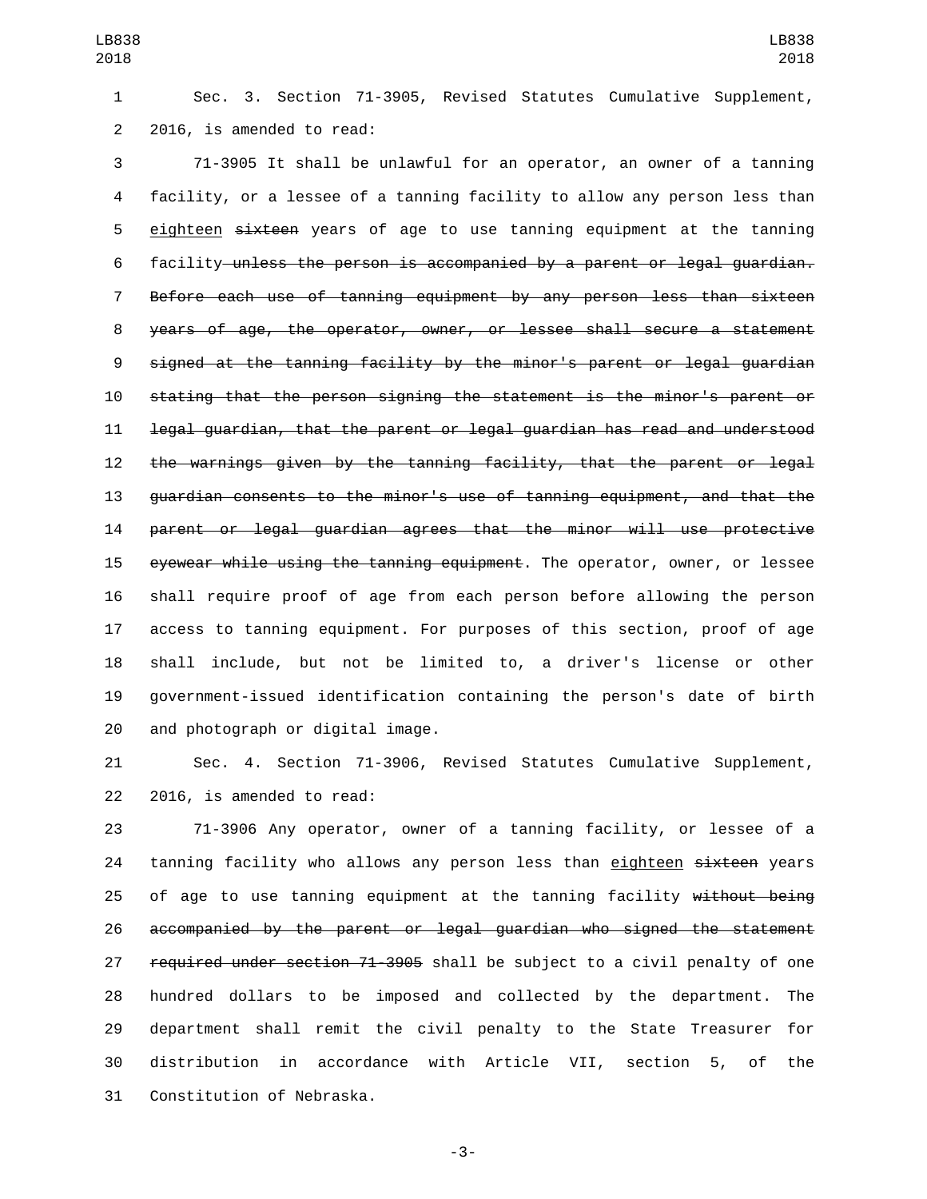Sec. 3. Section 71-3905, Revised Statutes Cumulative Supplement, 2016, is amended to read:

71-3905 It shall be unlawful for an operator, an owner of a tanning facility, or a lessee of a tanning facility to allow any person less than <u>eighteen</u> ~~sixteen~~ years of age to use tanning equipment at the tanning facility ~~unless the person is accompanied by a parent or legal guardian. Before each use of tanning equipment by any person less than sixteen years of age, the operator, owner, or lessee shall secure a statement signed at the tanning facility by the minor's parent or legal guardian stating that the person signing the statement is the minor's parent or legal guardian, that the parent or legal guardian has read and understood the warnings given by the tanning facility, that the parent or legal guardian consents to the minor's use of tanning equipment, and that the parent or legal guardian agrees that the minor will use protective eyewear while using the tanning equipment~~. The operator, owner, or lessee shall require proof of age from each person before allowing the person access to tanning equipment. For purposes of this section, proof of age shall include, but not be limited to, a driver's license or other government-issued identification containing the person's date of birth and photograph or digital image.

Sec. 4. Section 71-3906, Revised Statutes Cumulative Supplement, 2016, is amended to read:

71-3906 Any operator, owner of a tanning facility, or lessee of a tanning facility who allows any person less than <u>eighteen</u> ~~sixteen~~ years of age to use tanning equipment at the tanning facility ~~without being accompanied by the parent or legal guardian who signed the statement required under section 71-3905~~ shall be subject to a civil penalty of one hundred dollars to be imposed and collected by the department. The department shall remit the civil penalty to the State Treasurer for distribution in accordance with Article VII, section 5, of the Constitution of Nebraska.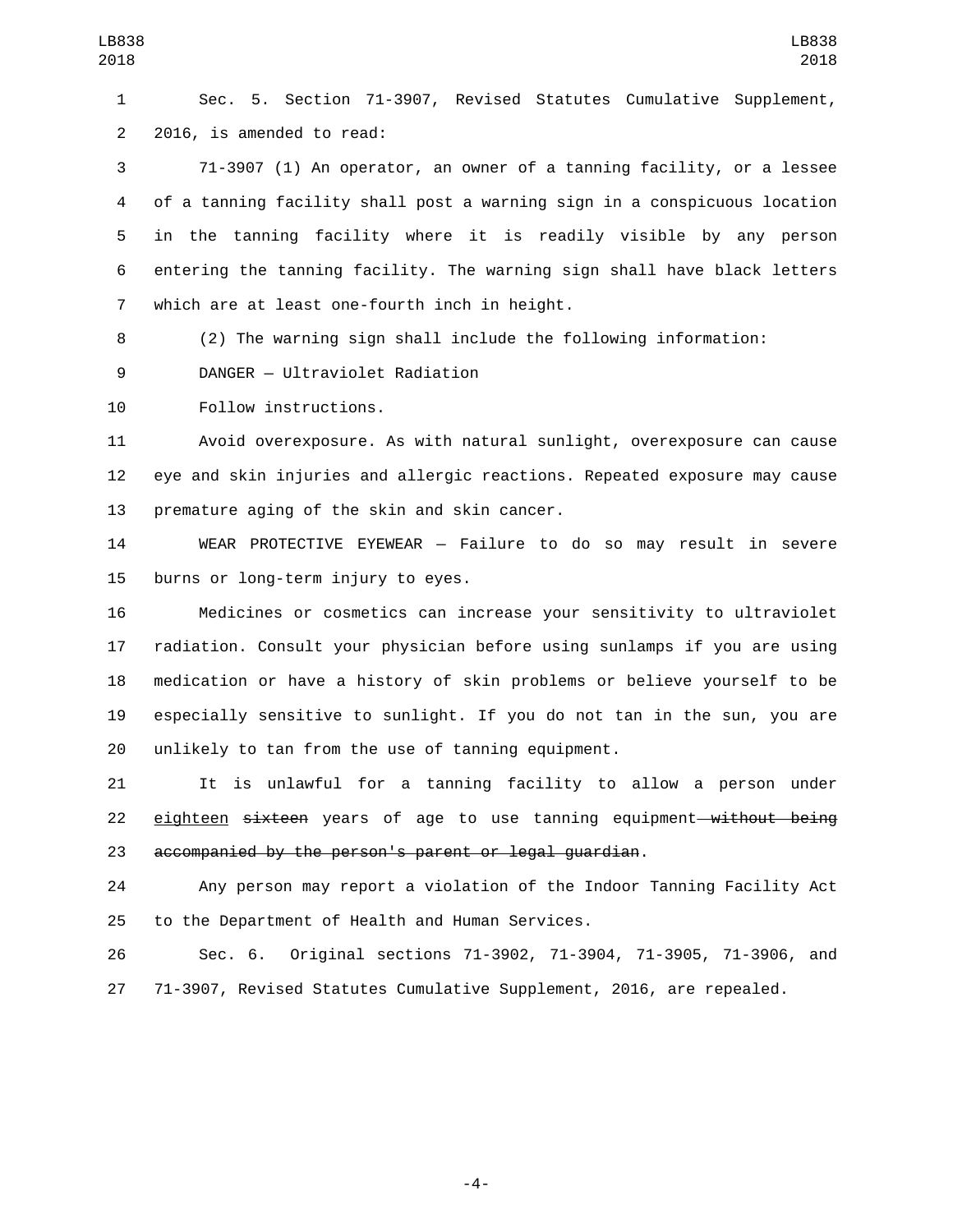Sec. 5. Section 71-3907, Revised Statutes Cumulative Supplement, 2016, is amended to read:

71-3907 (1) An operator, an owner of a tanning facility, or a lessee of a tanning facility shall post a warning sign in a conspicuous location in the tanning facility where it is readily visible by any person entering the tanning facility. The warning sign shall have black letters which are at least one-fourth inch in height.

(2) The warning sign shall include the following information:

DANGER — Ultraviolet Radiation

Follow instructions.

Avoid overexposure. As with natural sunlight, overexposure can cause eye and skin injuries and allergic reactions. Repeated exposure may cause premature aging of the skin and skin cancer.

WEAR PROTECTIVE EYEWEAR — Failure to do so may result in severe burns or long-term injury to eyes.

Medicines or cosmetics can increase your sensitivity to ultraviolet radiation. Consult your physician before using sunlamps if you are using medication or have a history of skin problems or believe yourself to be especially sensitive to sunlight. If you do not tan in the sun, you are unlikely to tan from the use of tanning equipment.

It is unlawful for a tanning facility to allow a person under <u>eighteen</u> ~~sixteen~~ years of age to use tanning equipment~~ without being accompanied by the person's parent or legal guardian~~.

Any person may report a violation of the Indoor Tanning Facility Act to the Department of Health and Human Services.

Sec. 6. Original sections 71-3902, 71-3904, 71-3905, 71-3906, and 71-3907, Revised Statutes Cumulative Supplement, 2016, are repealed.